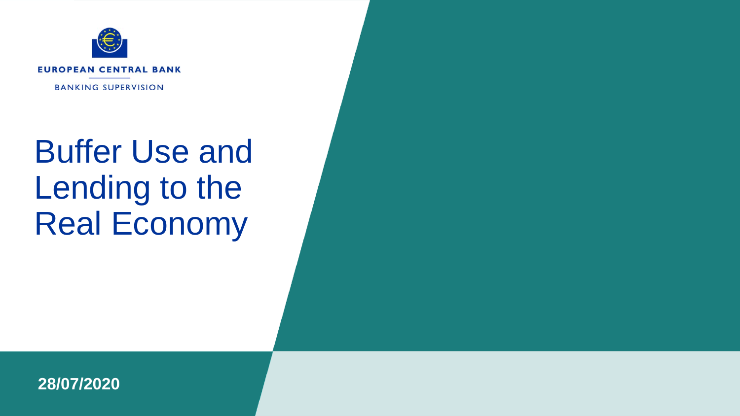EUROPEAN CENTRAL BANK

BANKING SUPERVISION

# Buffer Use and Lending to the Real Economy

**28/07/2020**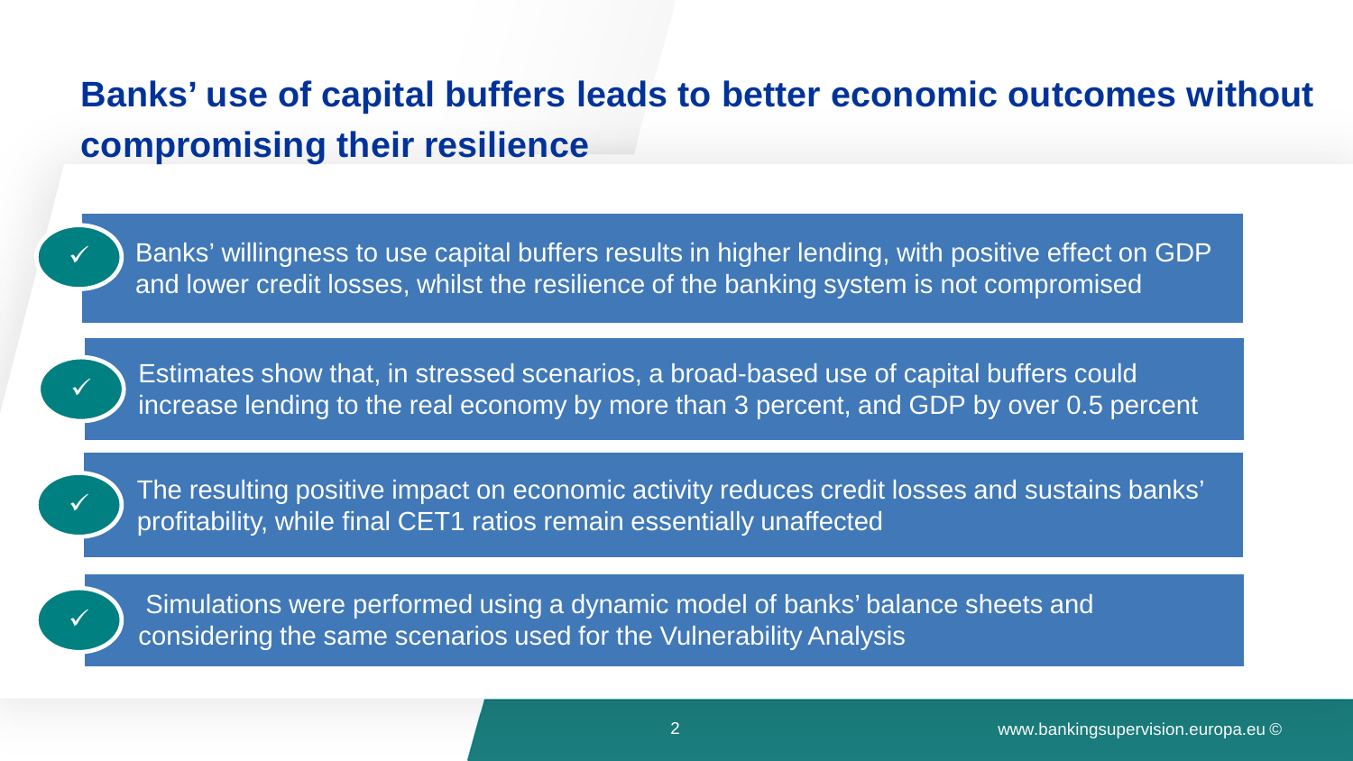# Banks' use of capital buffers leads to better economic outcomes without compromising their resilience

- ✓ Banks' willingness to use capital buffers results in higher lending, with positive effect on GDP and lower credit losses, whilst the resilience of the banking system is not compromised
- ✓ Estimates show that, in stressed scenarios, a broad-based use of capital buffers could increase lending to the real economy by more than 3 percent, and GDP by over 0.5 percent
- ✓ The resulting positive impact on economic activity reduces credit losses and sustains banks' profitability, while final CET1 ratios remain essentially unaffected
- ✓ Simulations were performed using a dynamic model of banks' balance sheets and considering the same scenarios used for the Vulnerability Analysis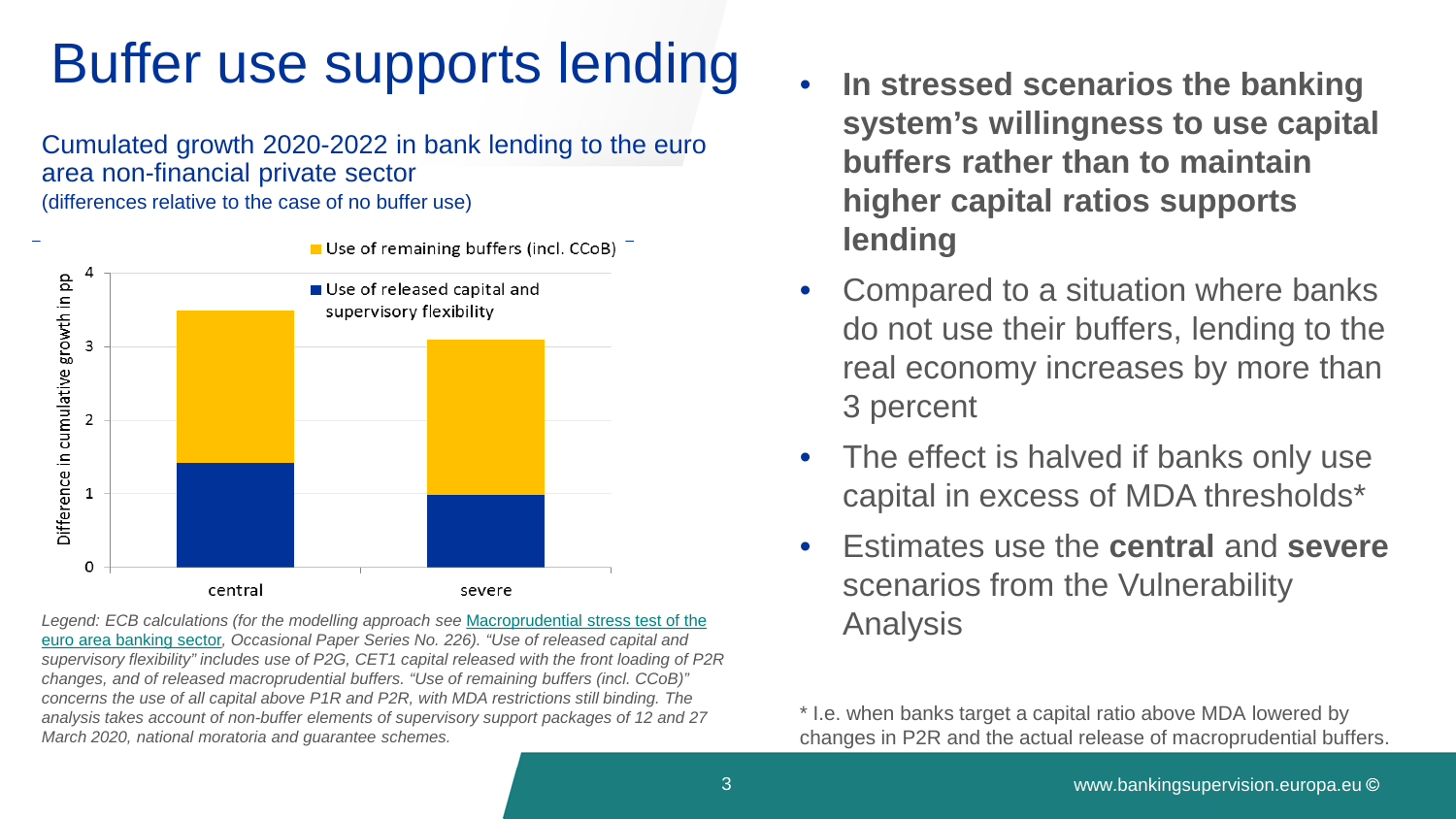# Buffer use supports lending

Cumulated growth 2020-2022 in bank lending to the euro area non-financial private sector
(differences relative to the case of no buffer use)

*Legend: ECB calculations (for the modelling approach see* [Macroprudential stress test of the euro area banking sector](#)*, Occasional Paper Series No. 226). "Use of released capital and supervisory flexibility" includes use of P2G, CET1 capital released with the front loading of P2R changes, and of released macroprudential buffers. "Use of remaining buffers (incl. CCoB)" concerns the use of all capital above P1R and P2R, with MDA restrictions still binding. The analysis takes account of non-buffer elements of supervisory support packages of 12 and 27 March 2020, national moratoria and guarantee schemes.*

- **In stressed scenarios the banking system's willingness to use capital buffers rather than to maintain higher capital ratios supports lending**
- Compared to a situation where banks do not use their buffers, lending to the real economy increases by more than 3 percent
- The effect is halved if banks only use capital in excess of MDA thresholds*
- Estimates use the **central** and **severe** scenarios from the Vulnerability Analysis

\* I.e. when banks target a capital ratio above MDA lowered by changes in P2R and the actual release of macroprudential buffers.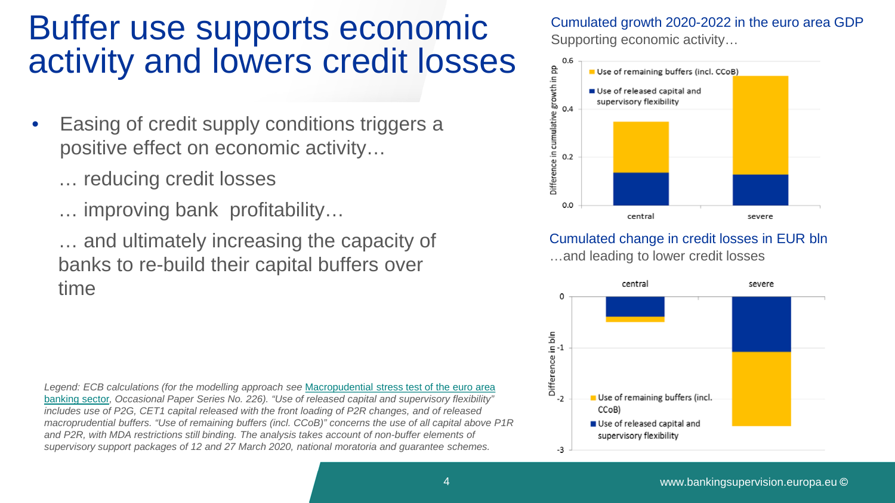# Buffer use supports economic activity and lowers credit losses

- Easing of credit supply conditions triggers a positive effect on economic activity…

  … reducing credit losses

  … improving bank profitability…

  … and ultimately increasing the capacity of banks to re-build their capital buffers over time

*Legend: ECB calculations (for the modelling approach see* Macroprudential stress test of the euro area banking sector*, Occasional Paper Series No. 226). "Use of released capital and supervisory flexibility" includes use of P2G, CET1 capital released with the front loading of P2R changes, and of released macroprudential buffers. "Use of remaining buffers (incl. CCoB)" concerns the use of all capital above P1R and P2R, with MDA restrictions still binding. The analysis takes account of non-buffer elements of supervisory support packages of 12 and 27 March 2020, national moratoria and guarantee schemes.*

## Cumulated growth 2020-2022 in the euro area GDP

Supporting economic activity…

Difference in cumulative growth in pp

| | central | severe |
|---|---|---|
| Use of released capital and supervisory flexibility | ~0.14 | ~0.13 |
| Use of remaining buffers (incl. CCoB) | ~0.21 | ~0.41 |
| Total | ~0.35 | ~0.54 |

## Cumulated change in credit losses in EUR bln

…and leading to lower credit losses

Difference in bln

| | central | severe |
|---|---|---|
| Use of released capital and supervisory flexibility | ~-0.4 | ~-1.08 |
| Use of remaining buffers (incl. CCoB) | ~-0.1 | ~-1.45 |
| Total | ~-0.5 | ~-2.53 |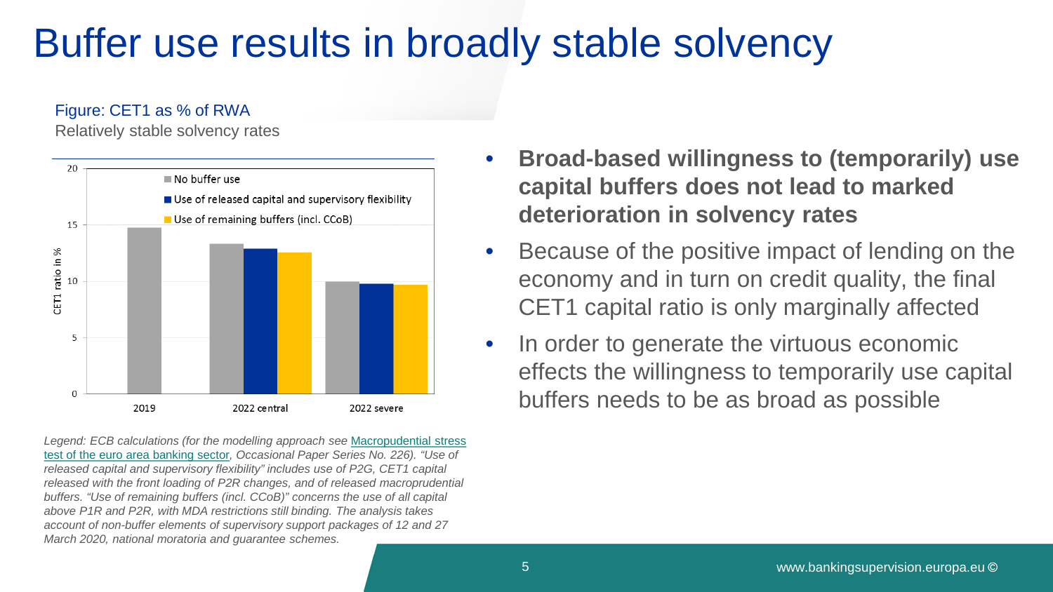# Buffer use results in broadly stable solvency

Figure: CET1 as % of RWA

Relatively stable solvency rates

20
15
10
5
0
CET1 ratio in %
No buffer use
Use of released capital and supervisory flexibility
Use of remaining buffers (incl. CCoB)
2019
2022 central
2022 severe

*Legend: ECB calculations (for the modelling approach see* [Macroprudential stress test of the euro area banking sector](), *Occasional Paper Series No. 226). "Use of released capital and supervisory flexibility" includes use of P2G, CET1 capital released with the front loading of P2R changes, and of released macroprudential buffers. "Use of remaining buffers (incl. CCoB)" concerns the use of all capital above P1R and P2R, with MDA restrictions still binding. The analysis takes account of non-buffer elements of supervisory support packages of 12 and 27 March 2020, national moratoria and guarantee schemes.*

- **Broad-based willingness to (temporarily) use capital buffers does not lead to marked deterioration in solvency rates**
- Because of the positive impact of lending on the economy and in turn on credit quality, the final CET1 capital ratio is only marginally affected
- In order to generate the virtuous economic effects the willingness to temporarily use capital buffers needs to be as broad as possible